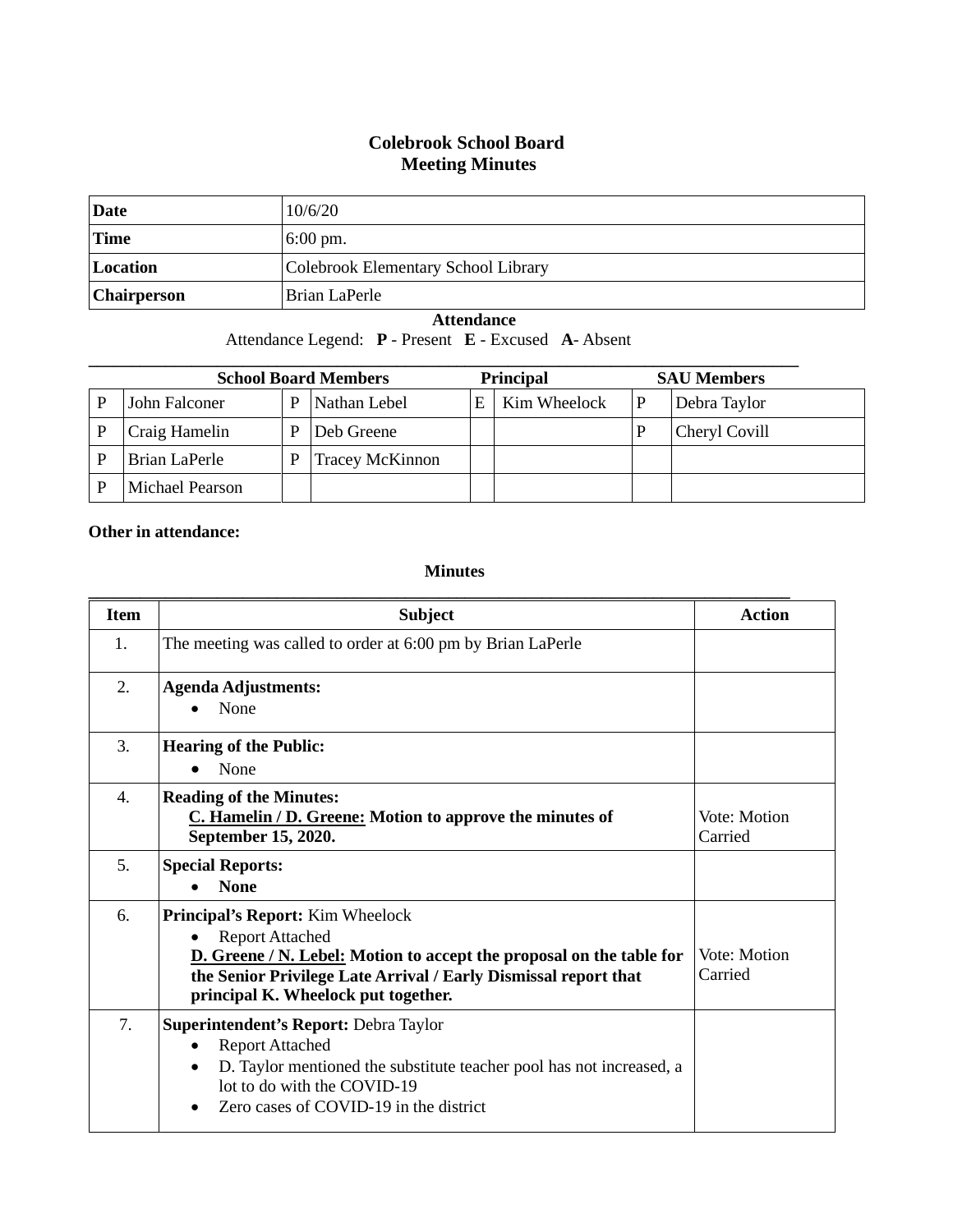# Colebrook School Board
## Meeting Minutes

| | |
|---|---|
| **Date** | 10/6/20 |
| **Time** | 6:00 pm. |
| **Location** | Colebrook Elementary School Library |
| **Chairperson** | Brian LaPerle |

**Attendance**

Attendance Legend: **P** - Present **E** - Excused **A**- Absent

| **School Board Members** | | | | **Principal** | | **SAU Members** | |
|---|---|---|---|---|---|---|---|
| P | John Falconer | P | Nathan Lebel | E | Kim Wheelock | P | Debra Taylor |
| P | Craig Hamelin | P | Deb Greene | | | P | Cheryl Covill |
| P | Brian LaPerle | P | Tracey McKinnon | | | | |
| P | Michael Pearson | | | | | | |

**Other in attendance:**

**Minutes**

| Item | Subject | Action |
|---|---|---|
| 1. | The meeting was called to order at 6:00 pm by Brian LaPerle | |
| 2. | **Agenda Adjustments:**<br>• None | |
| 3. | **Hearing of the Public:**<br>• None | |
| 4. | **Reading of the Minutes:**<br>**<u>C. Hamelin / D. Greene:</u> Motion to approve the minutes of September 15, 2020.** | Vote: Motion Carried |
| 5. | **Special Reports:**<br>• **None** | |
| 6. | **Principal's Report:** Kim Wheelock<br>• Report Attached<br>**<u>D. Greene / N. Lebel:</u> Motion to accept the proposal on the table for the Senior Privilege Late Arrival / Early Dismissal report that principal K. Wheelock put together.** | Vote: Motion Carried |
| 7. | **Superintendent's Report:** Debra Taylor<br>• Report Attached<br>• D. Taylor mentioned the substitute teacher pool has not increased, a lot to do with the COVID-19<br>• Zero cases of COVID-19 in the district | |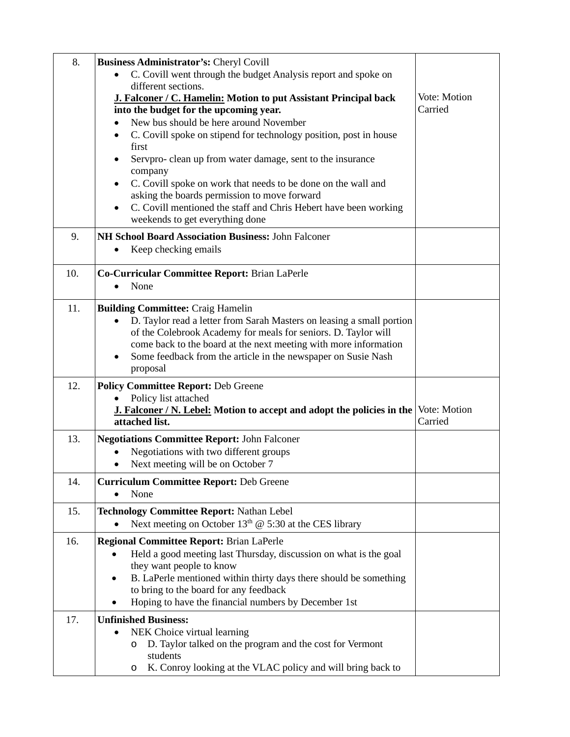| | | |
|---|---|---|
| 8. | **Business Administrator's:** Cheryl Covill<br>• C. Covill went through the budget Analysis report and spoke on different sections.<br>**<u>J. Falconer / C. Hamelin:</u> Motion to put Assistant Principal back into the budget for the upcoming year.**<br>• New bus should be here around November<br>• C. Covill spoke on stipend for technology position, post in house first<br>• Servpro- clean up from water damage, sent to the insurance company<br>• C. Covill spoke on work that needs to be done on the wall and asking the boards permission to move forward<br>• C. Covill mentioned the staff and Chris Hebert have been working weekends to get everything done | Vote: Motion Carried |
| 9. | **NH School Board Association Business:** John Falconer<br>• Keep checking emails | |
| 10. | **Co-Curricular Committee Report:** Brian LaPerle<br>• None | |
| 11. | **Building Committee:** Craig Hamelin<br>• D. Taylor read a letter from Sarah Masters on leasing a small portion of the Colebrook Academy for meals for seniors. D. Taylor will come back to the board at the next meeting with more information<br>• Some feedback from the article in the newspaper on Susie Nash proposal | |
| 12. | **Policy Committee Report:** Deb Greene<br>• Policy list attached<br>**<u>J. Falconer / N. Lebel:</u> Motion to accept and adopt the policies in the attached list.** | Vote: Motion Carried |
| 13. | **Negotiations Committee Report:** John Falconer<br>• Negotiations with two different groups<br>• Next meeting will be on October 7 | |
| 14. | **Curriculum Committee Report:** Deb Greene<br>• None | |
| 15. | **Technology Committee Report:** Nathan Lebel<br>• Next meeting on October 13th @ 5:30 at the CES library | |
| 16. | **Regional Committee Report:** Brian LaPerle<br>• Held a good meeting last Thursday, discussion on what is the goal they want people to know<br>• B. LaPerle mentioned within thirty days there should be something to bring to the board for any feedback<br>• Hoping to have the financial numbers by December 1st | |
| 17. | **Unfinished Business:**<br>• NEK Choice virtual learning<br>  o D. Taylor talked on the program and the cost for Vermont students<br>  o K. Conroy looking at the VLAC policy and will bring back to | |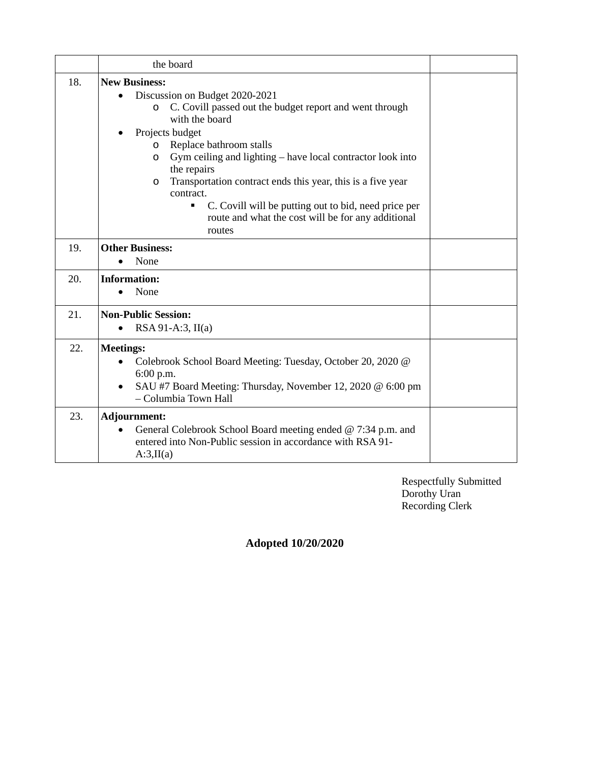| | | |
|---|---|---|
| | the board | |
| 18. | **New Business:**<br>• Discussion on Budget 2020-2021<br>  o C. Covill passed out the budget report and went through with the board<br>• Projects budget<br>  o Replace bathroom stalls<br>  o Gym ceiling and lighting – have local contractor look into the repairs<br>  o Transportation contract ends this year, this is a five year contract.<br>    ▪ C. Covill will be putting out to bid, need price per route and what the cost will be for any additional routes | |
| 19. | **Other Business:**<br>• None | |
| 20. | **Information:**<br>• None | |
| 21. | **Non-Public Session:**<br>• RSA 91-A:3, II(a) | |
| 22. | **Meetings:**<br>• Colebrook School Board Meeting: Tuesday, October 20, 2020 @ 6:00 p.m.<br>• SAU #7 Board Meeting: Thursday, November 12, 2020 @ 6:00 pm – Columbia Town Hall | |
| 23. | **Adjournment:**<br>• General Colebrook School Board meeting ended @ 7:34 p.m. and entered into Non-Public session in accordance with RSA 91-A:3,II(a) | |

Respectfully Submitted
Dorothy Uran
Recording Clerk

**Adopted 10/20/2020**